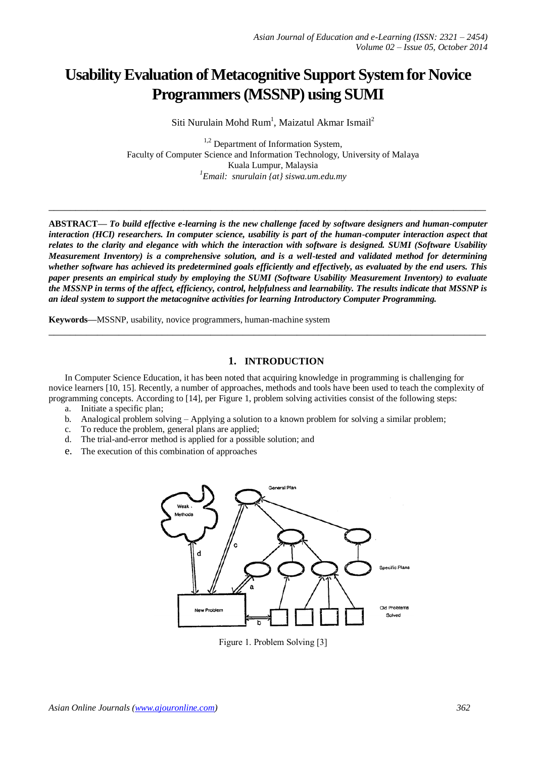# Usability Evaluation of Metacognitive Support System for Novice Programmers (MSSNP) using SUMI

Siti Nurulain Mohd Rum[1], Maizatul Akmar Ismail[2]

[1,2] Department of Information System,
Faculty of Computer Science and Information Technology, University of Malaya
Kuala Lumpur, Malaysia
[1]*Email: snurulain {at} siswa.um.edu.my*

---

**ABSTRACT—** ***To build effective e-learning is the new challenge faced by software designers and human-computer interaction (HCI) researchers. In computer science, usability is part of the human-computer interaction aspect that relates to the clarity and elegance with which the interaction with software is designed. SUMI (Software Usability Measurement Inventory) is a comprehensive solution, and is a well-tested and validated method for determining whether software has achieved its predetermined goals efficiently and effectively, as evaluated by the end users. This paper presents an empirical study by employing the SUMI (Software Usability Measurement Inventory) to evaluate the MSSNP in terms of the affect, efficiency, control, helpfulness and learnability. The results indicate that MSSNP is an ideal system to support the metacognitve activities for learning Introductory Computer Programming.***

**Keywords—**MSSNP, usability, novice programmers, human-machine system

---

## 1. INTRODUCTION

In Computer Science Education, it has been noted that acquiring knowledge in programming is challenging for novice learners [10, 15]. Recently, a number of approaches, methods and tools have been used to teach the complexity of programming concepts. According to [14], per Figure 1, problem solving activities consist of the following steps:

a. Initiate a specific plan;
b. Analogical problem solving – Applying a solution to a known problem for solving a similar problem;
c. To reduce the problem, general plans are applied;
d. The trial-and-error method is applied for a possible solution; and
e. The execution of this combination of approaches

Figure 1. Problem Solving [3]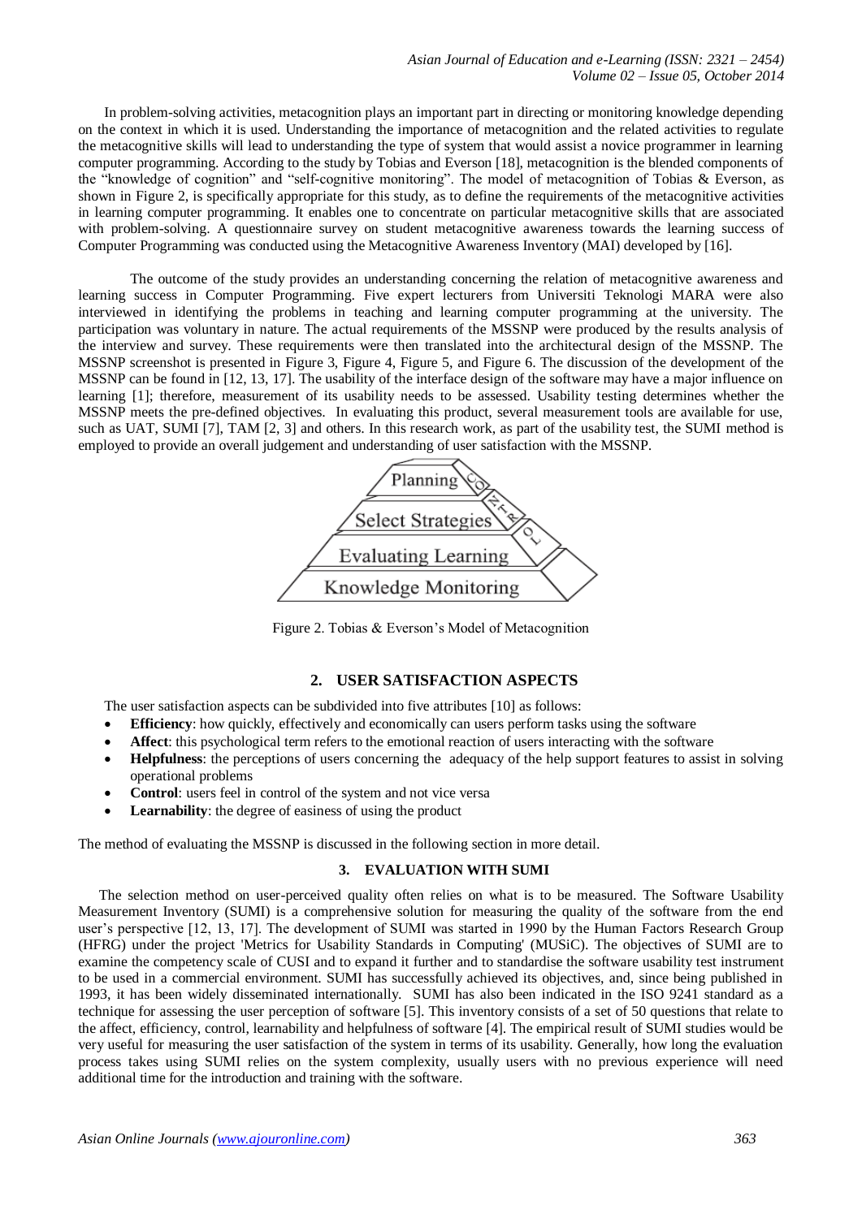In problem-solving activities, metacognition plays an important part in directing or monitoring knowledge depending on the context in which it is used. Understanding the importance of metacognition and the related activities to regulate the metacognitive skills will lead to understanding the type of system that would assist a novice programmer in learning computer programming. According to the study by Tobias and Everson [18], metacognition is the blended components of the "knowledge of cognition" and "self-cognitive monitoring". The model of metacognition of Tobias & Everson, as shown in Figure 2, is specifically appropriate for this study, as to define the requirements of the metacognitive activities in learning computer programming. It enables one to concentrate on particular metacognitive skills that are associated with problem-solving. A questionnaire survey on student metacognitive awareness towards the learning success of Computer Programming was conducted using the Metacognitive Awareness Inventory (MAI) developed by [16].

The outcome of the study provides an understanding concerning the relation of metacognitive awareness and learning success in Computer Programming. Five expert lecturers from Universiti Teknologi MARA were also interviewed in identifying the problems in teaching and learning computer programming at the university. The participation was voluntary in nature. The actual requirements of the MSSNP were produced by the results analysis of the interview and survey. These requirements were then translated into the architectural design of the MSSNP. The MSSNP screenshot is presented in Figure 3, Figure 4, Figure 5, and Figure 6. The discussion of the development of the MSSNP can be found in [12, 13, 17]. The usability of the interface design of the software may have a major influence on learning [1]; therefore, measurement of its usability needs to be assessed. Usability testing determines whether the MSSNP meets the pre-defined objectives. In evaluating this product, several measurement tools are available for use, such as UAT, SUMI [7], TAM [2, 3] and others. In this research work, as part of the usability test, the SUMI method is employed to provide an overall judgement and understanding of user satisfaction with the MSSNP.

Planning
Select Strategies
Evaluating Learning
Knowledge Monitoring
CONTROL

Figure 2. Tobias & Everson's Model of Metacognition

## 2. USER SATISFACTION ASPECTS

The user satisfaction aspects can be subdivided into five attributes [10] as follows:

- **Efficiency**: how quickly, effectively and economically can users perform tasks using the software
- **Affect**: this psychological term refers to the emotional reaction of users interacting with the software
- **Helpfulness**: the perceptions of users concerning the adequacy of the help support features to assist in solving operational problems
- **Control**: users feel in control of the system and not vice versa
- **Learnability**: the degree of easiness of using the product

The method of evaluating the MSSNP is discussed in the following section in more detail.

## 3. EVALUATION WITH SUMI

The selection method on user-perceived quality often relies on what is to be measured. The Software Usability Measurement Inventory (SUMI) is a comprehensive solution for measuring the quality of the software from the end user's perspective [12, 13, 17]. The development of SUMI was started in 1990 by the Human Factors Research Group (HFRG) under the project 'Metrics for Usability Standards in Computing' (MUSiC). The objectives of SUMI are to examine the competency scale of CUSI and to expand it further and to standardise the software usability test instrument to be used in a commercial environment. SUMI has successfully achieved its objectives, and, since being published in 1993, it has been widely disseminated internationally. SUMI has also been indicated in the ISO 9241 standard as a technique for assessing the user perception of software [5]. This inventory consists of a set of 50 questions that relate to the affect, efficiency, control, learnability and helpfulness of software [4]. The empirical result of SUMI studies would be very useful for measuring the user satisfaction of the system in terms of its usability. Generally, how long the evaluation process takes using SUMI relies on the system complexity, usually users with no previous experience will need additional time for the introduction and training with the software.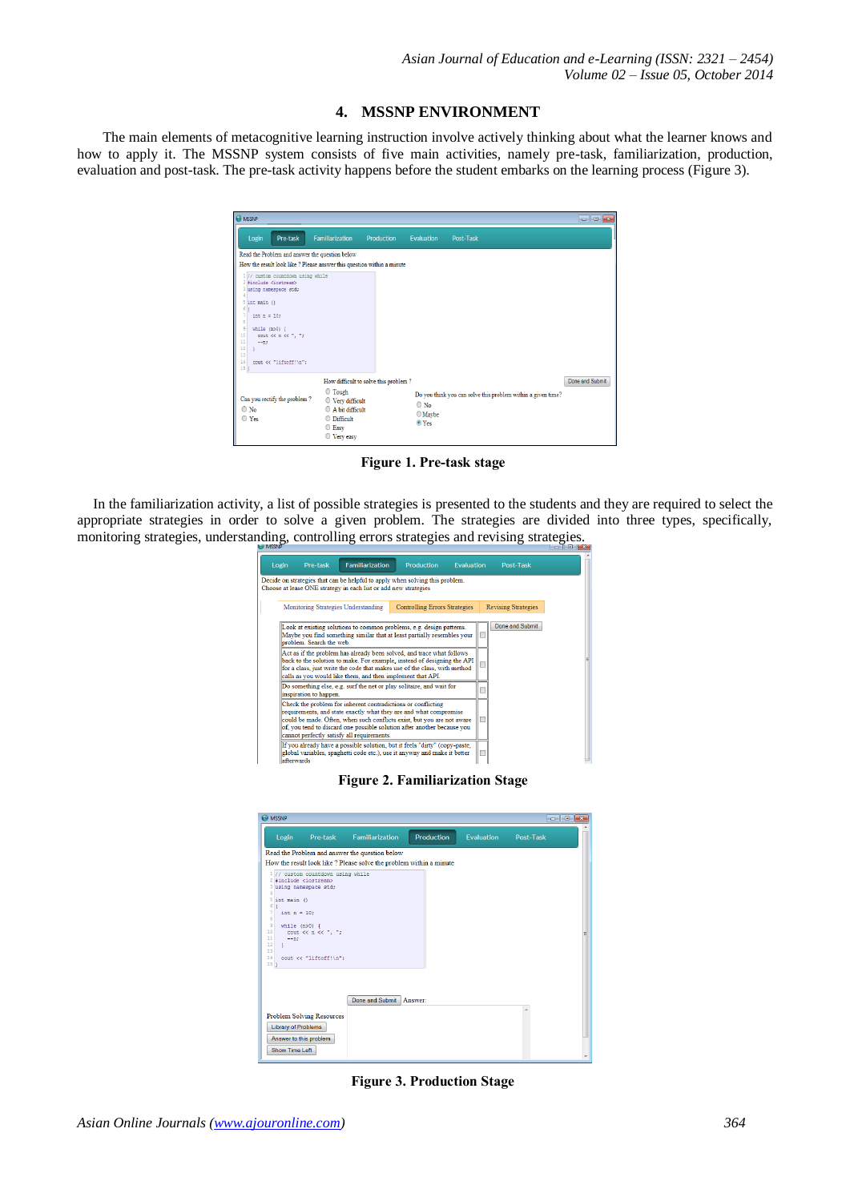## 4. MSSNP ENVIRONMENT

The main elements of metacognitive learning instruction involve actively thinking about what the learner knows and how to apply it. The MSSNP system consists of five main activities, namely pre-task, familiarization, production, evaluation and post-task. The pre-task activity happens before the student embarks on the learning process (Figure 3).

**Figure 1. Pre-task stage**

In the familiarization activity, a list of possible strategies is presented to the students and they are required to select the appropriate strategies in order to solve a given problem. The strategies are divided into three types, specifically, monitoring strategies, understanding, controlling errors strategies and revising strategies.

**Figure 2. Familiarization Stage**

**Figure 3. Production Stage**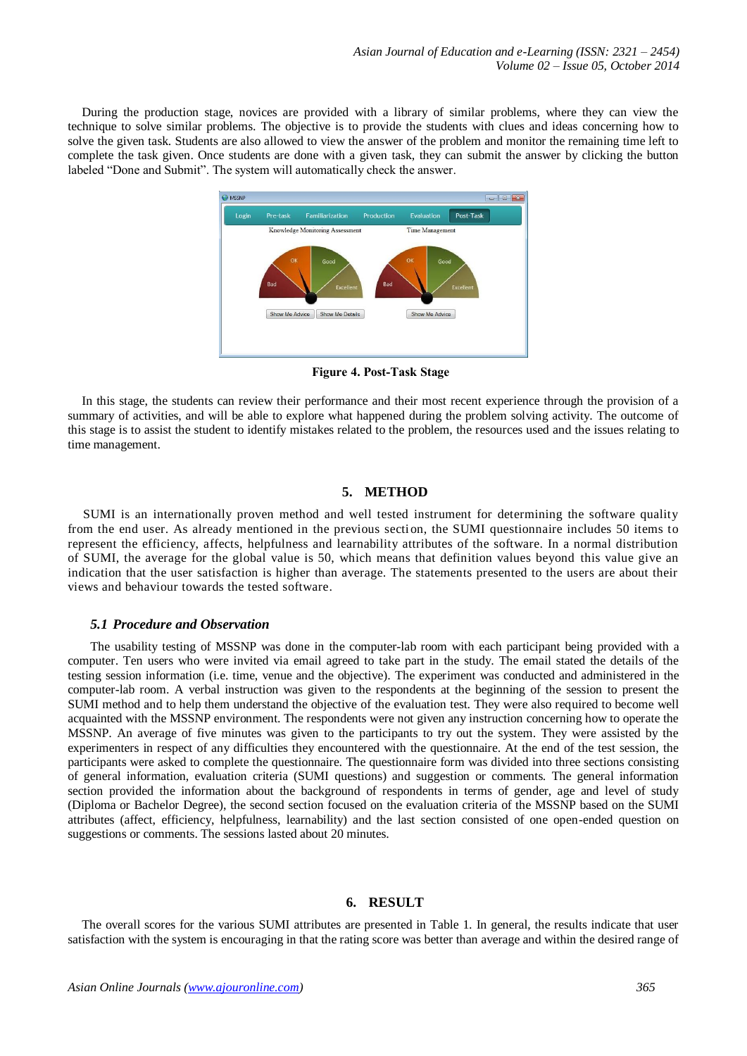During the production stage, novices are provided with a library of similar problems, where they can view the technique to solve similar problems. The objective is to provide the students with clues and ideas concerning how to solve the given task. Students are also allowed to view the answer of the problem and monitor the remaining time left to complete the task given. Once students are done with a given task, they can submit the answer by clicking the button labeled "Done and Submit". The system will automatically check the answer.

**Figure 4. Post-Task Stage**

In this stage, the students can review their performance and their most recent experience through the provision of a summary of activities, and will be able to explore what happened during the problem solving activity. The outcome of this stage is to assist the student to identify mistakes related to the problem, the resources used and the issues relating to time management.

## 5. METHOD

SUMI is an internationally proven method and well tested instrument for determining the software quality from the end user. As already mentioned in the previous section, the SUMI questionnaire includes 50 items to represent the efficiency, affects, helpfulness and learnability attributes of the software. In a normal distribution of SUMI, the average for the global value is 50, which means that definition values beyond this value give an indication that the user satisfaction is higher than average. The statements presented to the users are about their views and behaviour towards the tested software.

### *5.1 Procedure and Observation*

The usability testing of MSSNP was done in the computer-lab room with each participant being provided with a computer. Ten users who were invited via email agreed to take part in the study. The email stated the details of the testing session information (i.e. time, venue and the objective). The experiment was conducted and administered in the computer-lab room. A verbal instruction was given to the respondents at the beginning of the session to present the SUMI method and to help them understand the objective of the evaluation test. They were also required to become well acquainted with the MSSNP environment. The respondents were not given any instruction concerning how to operate the MSSNP. An average of five minutes was given to the participants to try out the system. They were assisted by the experimenters in respect of any difficulties they encountered with the questionnaire. At the end of the test session, the participants were asked to complete the questionnaire. The questionnaire form was divided into three sections consisting of general information, evaluation criteria (SUMI questions) and suggestion or comments. The general information section provided the information about the background of respondents in terms of gender, age and level of study (Diploma or Bachelor Degree), the second section focused on the evaluation criteria of the MSSNP based on the SUMI attributes (affect, efficiency, helpfulness, learnability) and the last section consisted of one open-ended question on suggestions or comments. The sessions lasted about 20 minutes.

## 6. RESULT

The overall scores for the various SUMI attributes are presented in Table 1. In general, the results indicate that user satisfaction with the system is encouraging in that the rating score was better than average and within the desired range of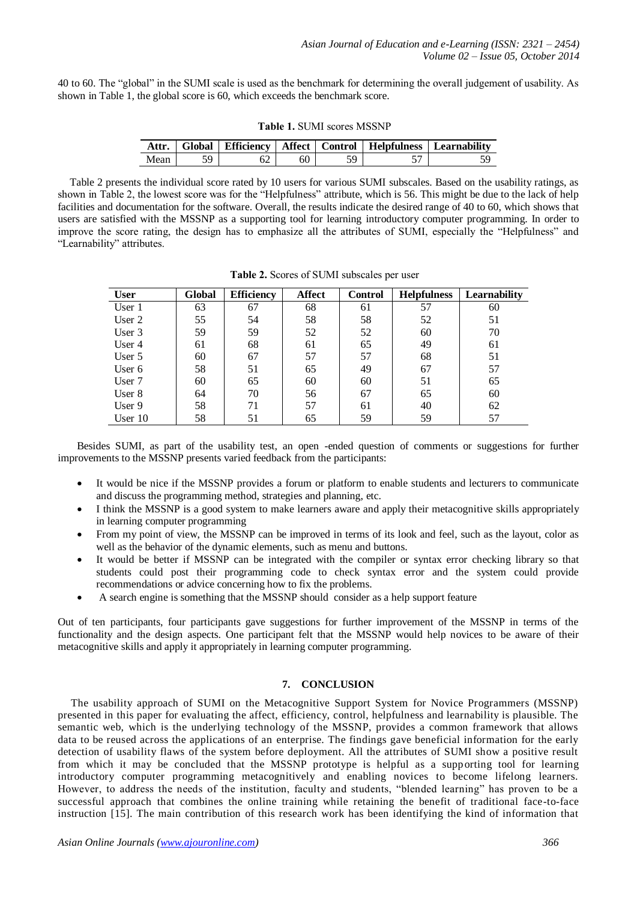40 to 60. The "global" in the SUMI scale is used as the benchmark for determining the overall judgement of usability. As shown in Table 1, the global score is 60, which exceeds the benchmark score.

**Table 1.** SUMI scores MSSNP

| Attr. | Global | Efficiency | Affect | Control | Helpfulness | Learnability |
|---|---|---|---|---|---|---|
| Mean | 59 | 62 | 60 | 59 | 57 | 59 |

Table 2 presents the individual score rated by 10 users for various SUMI subscales. Based on the usability ratings, as shown in Table 2, the lowest score was for the "Helpfulness" attribute, which is 56. This might be due to the lack of help facilities and documentation for the software. Overall, the results indicate the desired range of 40 to 60, which shows that users are satisfied with the MSSNP as a supporting tool for learning introductory computer programming. In order to improve the score rating, the design has to emphasize all the attributes of SUMI, especially the "Helpfulness" and "Learnability" attributes.

**Table 2.** Scores of SUMI subscales per user

| User | Global | Efficiency | Affect | Control | Helpfulness | Learnability |
|---|---|---|---|---|---|---|
| User 1 | 63 | 67 | 68 | 61 | 57 | 60 |
| User 2 | 55 | 54 | 58 | 58 | 52 | 51 |
| User 3 | 59 | 59 | 52 | 52 | 60 | 70 |
| User 4 | 61 | 68 | 61 | 65 | 49 | 61 |
| User 5 | 60 | 67 | 57 | 57 | 68 | 51 |
| User 6 | 58 | 51 | 65 | 49 | 67 | 57 |
| User 7 | 60 | 65 | 60 | 60 | 51 | 65 |
| User 8 | 64 | 70 | 56 | 67 | 65 | 60 |
| User 9 | 58 | 71 | 57 | 61 | 40 | 62 |
| User 10 | 58 | 51 | 65 | 59 | 59 | 57 |

Besides SUMI, as part of the usability test, an open -ended question of comments or suggestions for further improvements to the MSSNP presents varied feedback from the participants:

- It would be nice if the MSSNP provides a forum or platform to enable students and lecturers to communicate and discuss the programming method, strategies and planning, etc.
- I think the MSSNP is a good system to make learners aware and apply their metacognitive skills appropriately in learning computer programming
- From my point of view, the MSSNP can be improved in terms of its look and feel, such as the layout, color as well as the behavior of the dynamic elements, such as menu and buttons.
- It would be better if MSSNP can be integrated with the compiler or syntax error checking library so that students could post their programming code to check syntax error and the system could provide recommendations or advice concerning how to fix the problems.
- A search engine is something that the MSSNP should consider as a help support feature

Out of ten participants, four participants gave suggestions for further improvement of the MSSNP in terms of the functionality and the design aspects. One participant felt that the MSSNP would help novices to be aware of their metacognitive skills and apply it appropriately in learning computer programming.

## 7. CONCLUSION

The usability approach of SUMI on the Metacognitive Support System for Novice Programmers (MSSNP) presented in this paper for evaluating the affect, efficiency, control, helpfulness and learnability is plausible. The semantic web, which is the underlying technology of the MSSNP, provides a common framework that allows data to be reused across the applications of an enterprise. The findings gave beneficial information for the early detection of usability flaws of the system before deployment. All the attributes of SUMI show a positive result from which it may be concluded that the MSSNP prototype is helpful as a supporting tool for learning introductory computer programming metacognitively and enabling novices to become lifelong learners. However, to address the needs of the institution, faculty and students, "blended learning" has proven to be a successful approach that combines the online training while retaining the benefit of traditional face-to-face instruction [15]. The main contribution of this research work has been identifying the kind of information that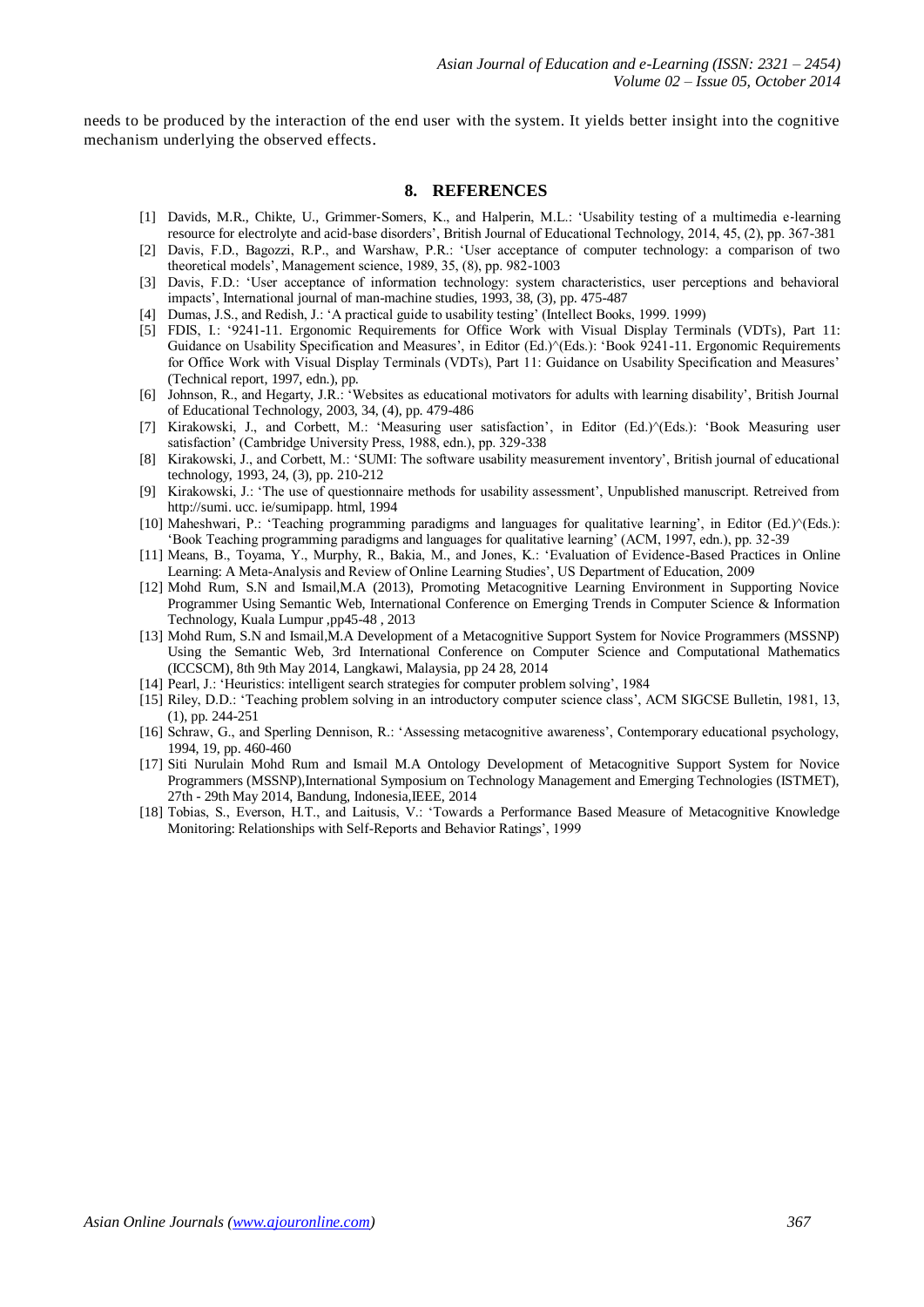needs to be produced by the interaction of the end user with the system. It yields better insight into the cognitive mechanism underlying the observed effects.

## 8. REFERENCES

[1] Davids, M.R., Chikte, U., Grimmer-Somers, K., and Halperin, M.L.: 'Usability testing of a multimedia e-learning resource for electrolyte and acid-base disorders', British Journal of Educational Technology, 2014, 45, (2), pp. 367-381

[2] Davis, F.D., Bagozzi, R.P., and Warshaw, P.R.: 'User acceptance of computer technology: a comparison of two theoretical models', Management science, 1989, 35, (8), pp. 982-1003

[3] Davis, F.D.: 'User acceptance of information technology: system characteristics, user perceptions and behavioral impacts', International journal of man-machine studies, 1993, 38, (3), pp. 475-487

[4] Dumas, J.S., and Redish, J.: 'A practical guide to usability testing' (Intellect Books, 1999. 1999)

[5] FDIS, I.: '9241-11. Ergonomic Requirements for Office Work with Visual Display Terminals (VDTs), Part 11: Guidance on Usability Specification and Measures', in Editor (Ed.)^(Eds.): 'Book 9241-11. Ergonomic Requirements for Office Work with Visual Display Terminals (VDTs), Part 11: Guidance on Usability Specification and Measures' (Technical report, 1997, edn.), pp.

[6] Johnson, R., and Hegarty, J.R.: 'Websites as educational motivators for adults with learning disability', British Journal of Educational Technology, 2003, 34, (4), pp. 479-486

[7] Kirakowski, J., and Corbett, M.: 'Measuring user satisfaction', in Editor (Ed.)^(Eds.): 'Book Measuring user satisfaction' (Cambridge University Press, 1988, edn.), pp. 329-338

[8] Kirakowski, J., and Corbett, M.: 'SUMI: The software usability measurement inventory', British journal of educational technology, 1993, 24, (3), pp. 210-212

[9] Kirakowski, J.: 'The use of questionnaire methods for usability assessment', Unpublished manuscript. Retreived from http://sumi. ucc. ie/sumipapp. html, 1994

[10] Maheshwari, P.: 'Teaching programming paradigms and languages for qualitative learning', in Editor (Ed.)^(Eds.): 'Book Teaching programming paradigms and languages for qualitative learning' (ACM, 1997, edn.), pp. 32-39

[11] Means, B., Toyama, Y., Murphy, R., Bakia, M., and Jones, K.: 'Evaluation of Evidence-Based Practices in Online Learning: A Meta-Analysis and Review of Online Learning Studies', US Department of Education, 2009

[12] Mohd Rum, S.N and Ismail,M.A (2013), Promoting Metacognitive Learning Environment in Supporting Novice Programmer Using Semantic Web, International Conference on Emerging Trends in Computer Science & Information Technology, Kuala Lumpur ,pp45-48 , 2013

[13] Mohd Rum, S.N and Ismail,M.A Development of a Metacognitive Support System for Novice Programmers (MSSNP) Using the Semantic Web, 3rd International Conference on Computer Science and Computational Mathematics (ICCSCM), 8th 9th May 2014, Langkawi, Malaysia, pp 24 28, 2014

[14] Pearl, J.: 'Heuristics: intelligent search strategies for computer problem solving', 1984

[15] Riley, D.D.: 'Teaching problem solving in an introductory computer science class', ACM SIGCSE Bulletin, 1981, 13, (1), pp. 244-251

[16] Schraw, G., and Sperling Dennison, R.: 'Assessing metacognitive awareness', Contemporary educational psychology, 1994, 19, pp. 460-460

[17] Siti Nurulain Mohd Rum and Ismail M.A Ontology Development of Metacognitive Support System for Novice Programmers (MSSNP),International Symposium on Technology Management and Emerging Technologies (ISTMET), 27th - 29th May 2014, Bandung, Indonesia,IEEE, 2014

[18] Tobias, S., Everson, H.T., and Laitusis, V.: 'Towards a Performance Based Measure of Metacognitive Knowledge Monitoring: Relationships with Self-Reports and Behavior Ratings', 1999